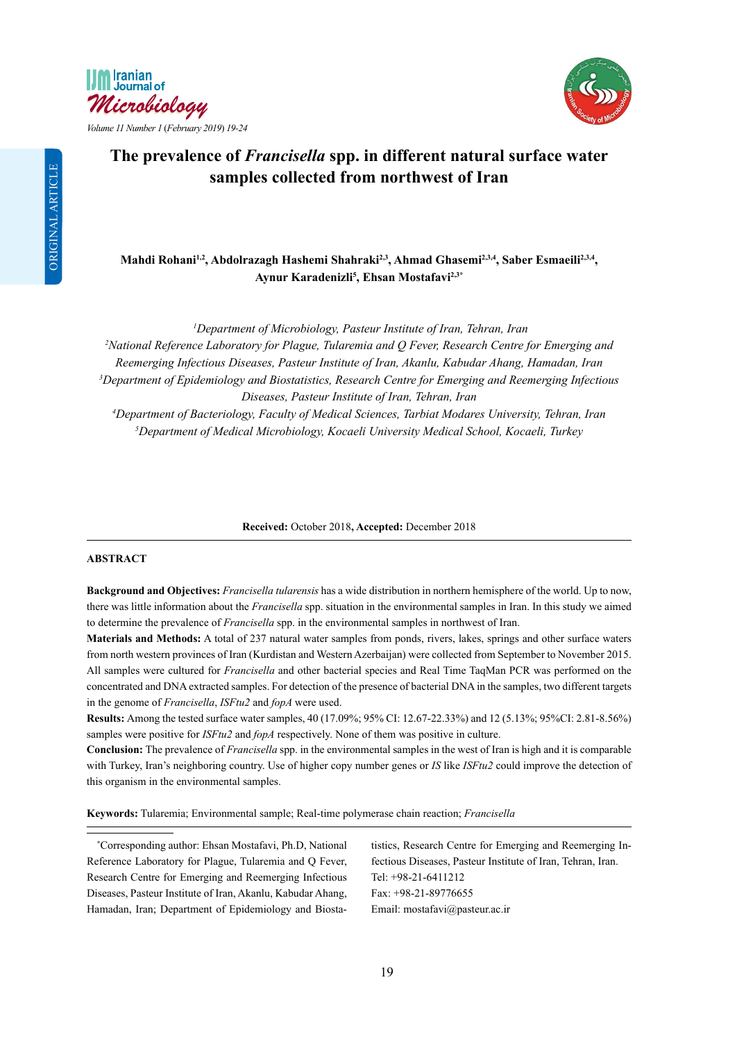ORIGINAL ARTICLE

# The prevalence of *Francisella* spp. in different natural surface water samples collected from northwest of Iran

**Mahdi Rohani[1,2], Abdolrazagh Hashemi Shahraki[2,3], Ahmad Ghasemi[2,3,4], Saber Esmaeili[2,3,4], Aynur Karadenizli[5], Ehsan Mostafavi[2,3*]**

*[1]Department of Microbiology, Pasteur Institute of Iran, Tehran, Iran*
*[2]National Reference Laboratory for Plague, Tularemia and Q Fever, Research Centre for Emerging and Reemerging Infectious Diseases, Pasteur Institute of Iran, Akanlu, Kabudar Ahang, Hamadan, Iran*
*[3]Department of Epidemiology and Biostatistics, Research Centre for Emerging and Reemerging Infectious Diseases, Pasteur Institute of Iran, Tehran, Iran*
*[4]Department of Bacteriology, Faculty of Medical Sciences, Tarbiat Modares University, Tehran, Iran*
*[5]Department of Medical Microbiology, Kocaeli University Medical School, Kocaeli, Turkey*

**Received:** October 2018**, Accepted:** December 2018

## ABSTRACT

**Background and Objectives:** *Francisella tularensis* has a wide distribution in northern hemisphere of the world. Up to now, there was little information about the *Francisella* spp. situation in the environmental samples in Iran. In this study we aimed to determine the prevalence of *Francisella* spp. in the environmental samples in northwest of Iran.

**Materials and Methods:** A total of 237 natural water samples from ponds, rivers, lakes, springs and other surface waters from north western provinces of Iran (Kurdistan and Western Azerbaijan) were collected from September to November 2015. All samples were cultured for *Francisella* and other bacterial species and Real Time TaqMan PCR was performed on the concentrated and DNA extracted samples. For detection of the presence of bacterial DNA in the samples, two different targets in the genome of *Francisella*, *ISFtu2* and *fopA* were used.

**Results:** Among the tested surface water samples, 40 (17.09%; 95% CI: 12.67-22.33%) and 12 (5.13%; 95%CI: 2.81-8.56%) samples were positive for *ISFtu2* and *fopA* respectively. None of them was positive in culture.

**Conclusion:** The prevalence of *Francisella* spp. in the environmental samples in the west of Iran is high and it is comparable with Turkey, Iran's neighboring country. Use of higher copy number genes or *IS* like *ISFtu2* could improve the detection of this organism in the environmental samples.

**Keywords:** Tularemia; Environmental sample; Real-time polymerase chain reaction; *Francisella*

*Corresponding author: Ehsan Mostafavi, Ph.D, National Reference Laboratory for Plague, Tularemia and Q Fever, Research Centre for Emerging and Reemerging Infectious Diseases, Pasteur Institute of Iran, Akanlu, Kabudar Ahang, Hamadan, Iran; Department of Epidemiology and Biostatistics, Research Centre for Emerging and Reemerging Infectious Diseases, Pasteur Institute of Iran, Tehran, Iran.
Tel: +98-21-6411212
Fax: +98-21-89776655
Email: mostafavi@pasteur.ac.ir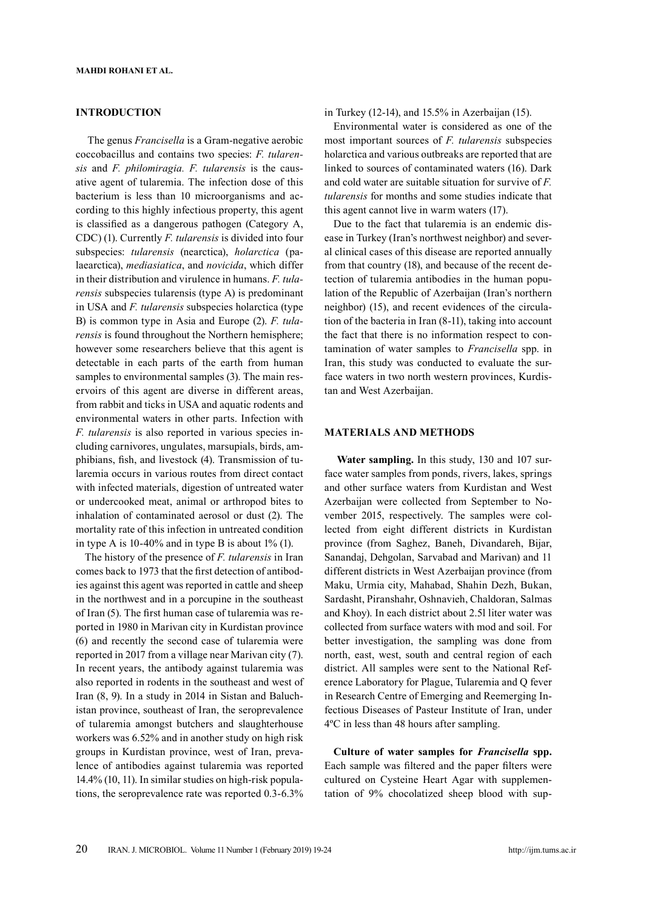## INTRODUCTION

The genus *Francisella* is a Gram-negative aerobic coccobacillus and contains two species: *F. tularensis* and *F. philomiragia. F. tularensis* is the causative agent of tularemia. The infection dose of this bacterium is less than 10 microorganisms and according to this highly infectious property, this agent is classified as a dangerous pathogen (Category A, CDC) (1). Currently *F. tularensis* is divided into four subspecies: *tularensis* (nearctica), *holarctica* (palaearctica), *mediasiatica*, and *novicida*, which differ in their distribution and virulence in humans. *F. tularensis* subspecies tularensis (type A) is predominant in USA and *F. tularensis* subspecies holarctica (type B) is common type in Asia and Europe (2). *F. tularensis* is found throughout the Northern hemisphere; however some researchers believe that this agent is detectable in each parts of the earth from human samples to environmental samples (3). The main reservoirs of this agent are diverse in different areas, from rabbit and ticks in USA and aquatic rodents and environmental waters in other parts. Infection with *F. tularensis* is also reported in various species including carnivores, ungulates, marsupials, birds, amphibians, fish, and livestock (4). Transmission of tularemia occurs in various routes from direct contact with infected materials, digestion of untreated water or undercooked meat, animal or arthropod bites to inhalation of contaminated aerosol or dust (2). The mortality rate of this infection in untreated condition in type A is 10-40% and in type B is about 1% (1).

The history of the presence of *F. tularensis* in Iran comes back to 1973 that the first detection of antibodies against this agent was reported in cattle and sheep in the northwest and in a porcupine in the southeast of Iran (5). The first human case of tularemia was reported in 1980 in Marivan city in Kurdistan province (6) and recently the second case of tularemia were reported in 2017 from a village near Marivan city (7). In recent years, the antibody against tularemia was also reported in rodents in the southeast and west of Iran (8, 9). In a study in 2014 in Sistan and Baluchistan province, southeast of Iran, the seroprevalence of tularemia amongst butchers and slaughterhouse workers was 6.52% and in another study on high risk groups in Kurdistan province, west of Iran, prevalence of antibodies against tularemia was reported 14.4% (10, 11). In similar studies on high-risk populations, the seroprevalence rate was reported 0.3-6.3% in Turkey (12-14), and 15.5% in Azerbaijan (15).

Environmental water is considered as one of the most important sources of *F. tularensis* subspecies holarctica and various outbreaks are reported that are linked to sources of contaminated waters (16). Dark and cold water are suitable situation for survive of *F. tularensis* for months and some studies indicate that this agent cannot live in warm waters (17).

Due to the fact that tularemia is an endemic disease in Turkey (Iran's northwest neighbor) and several clinical cases of this disease are reported annually from that country (18), and because of the recent detection of tularemia antibodies in the human population of the Republic of Azerbaijan (Iran's northern neighbor) (15), and recent evidences of the circulation of the bacteria in Iran (8-11), taking into account the fact that there is no information respect to contamination of water samples to *Francisella* spp. in Iran, this study was conducted to evaluate the surface waters in two north western provinces, Kurdistan and West Azerbaijan.

## MATERIALS AND METHODS

**Water sampling.** In this study, 130 and 107 surface water samples from ponds, rivers, lakes, springs and other surface waters from Kurdistan and West Azerbaijan were collected from September to November 2015, respectively. The samples were collected from eight different districts in Kurdistan province (from Saghez, Baneh, Divandareh, Bijar, Sanandaj, Dehgolan, Sarvabad and Marivan) and 11 different districts in West Azerbaijan province (from Maku, Urmia city, Mahabad, Shahin Dezh, Bukan, Sardasht, Piranshahr, Oshnavieh, Chaldoran, Salmas and Khoy). In each district about 2.5l liter water was collected from surface waters with mod and soil. For better investigation, the sampling was done from north, east, west, south and central region of each district. All samples were sent to the National Reference Laboratory for Plague, Tularemia and Q fever in Research Centre of Emerging and Reemerging Infectious Diseases of Pasteur Institute of Iran, under 4ºC in less than 48 hours after sampling.

**Culture of water samples for *Francisella* spp.** Each sample was filtered and the paper filters were cultured on Cysteine Heart Agar with supplementation of 9% chocolatized sheep blood with sup-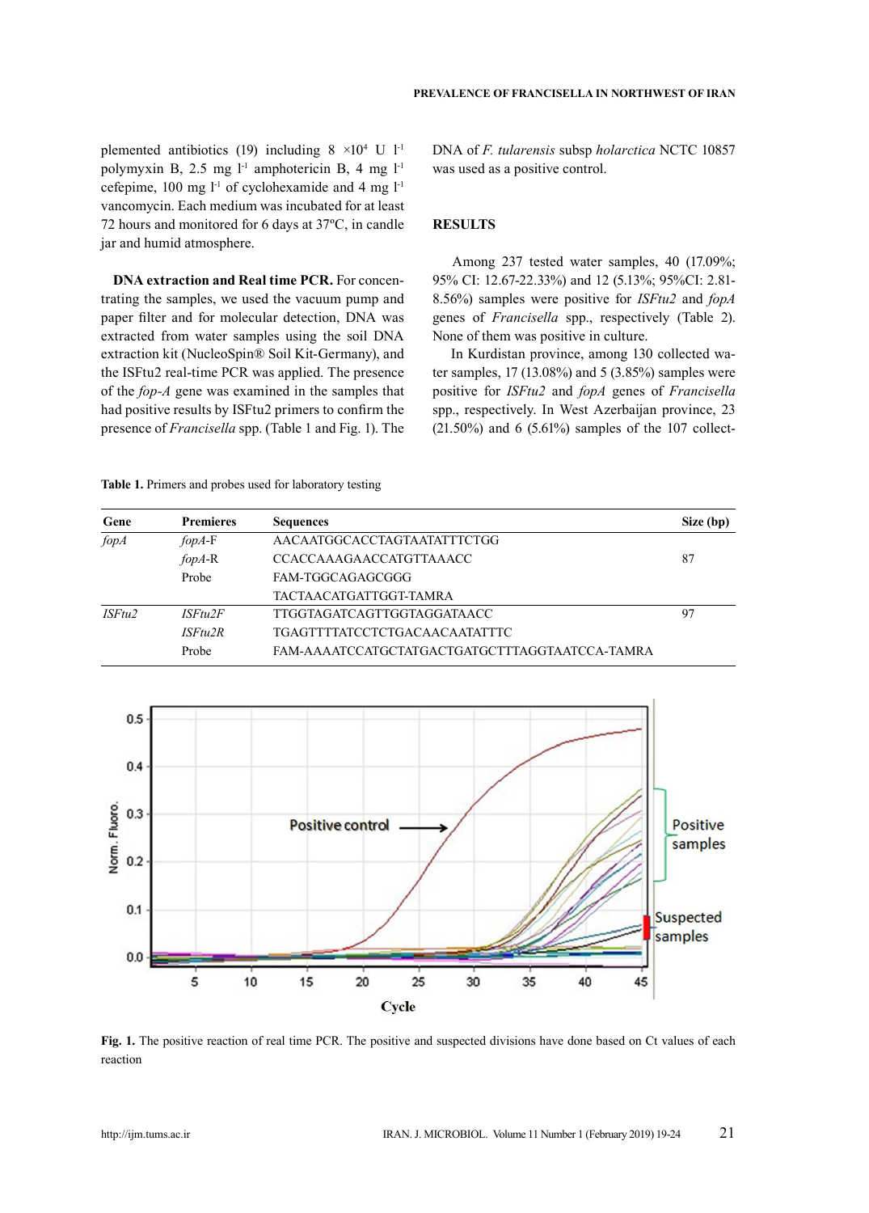plemented antibiotics (19) including 8 $\times 10^4$ U $l^{-1}$ polymyxin B, 2.5 mg $l^{-1}$ amphotericin B, 4 mg $l^{-1}$ cefepime, 100 mg $l^{-1}$ of cyclohexamide and 4 mg $l^{-1}$ vancomycin. Each medium was incubated for at least 72 hours and monitored for 6 days at 37ºC, in candle jar and humid atmosphere.

**DNA extraction and Real time PCR.** For concentrating the samples, we used the vacuum pump and paper filter and for molecular detection, DNA was extracted from water samples using the soil DNA extraction kit (NucleoSpin® Soil Kit-Germany), and the ISFtu2 real-time PCR was applied. The presence of the *fop-A* gene was examined in the samples that had positive results by ISFtu2 primers to confirm the presence of *Francisella* spp. (Table 1 and Fig. 1). The DNA of *F. tularensis* subsp *holarctica* NCTC 10857 was used as a positive control.

## RESULTS

Among 237 tested water samples, 40 (17.09%; 95% CI: 12.67-22.33%) and 12 (5.13%; 95%CI: 2.81-8.56%) samples were positive for *ISFtu2* and *fopA* genes of *Francisella* spp., respectively (Table 2). None of them was positive in culture.

In Kurdistan province, among 130 collected water samples, 17 (13.08%) and 5 (3.85%) samples were positive for *ISFtu2* and *fopA* genes of *Francisella* spp., respectively. In West Azerbaijan province, 23 (21.50%) and 6 (5.61%) samples of the 107 collect-

**Table 1.** Primers and probes used for laboratory testing

| Gene | Premieres | Sequences | Size (bp) |
|---|---|---|---|
| *fopA* | *fopA*-F | AACAATGGCACCTAGTAATATTTCTGG | |
| | *fopA*-R | CCACCAAAGAACCATGTTAAACC | 87 |
| | Probe | FAM-TGGCAGAGCGGG | |
| | | TACTAACATGATTGGT-TAMRA | |
| *ISFtu2* | *ISFtu2F* | TTGGTAGATCAGTTGGTAGGATAACC | 97 |
| | *ISFtu2R* | TGAGTTTTATCCTCTGACAACAATATTTC | |
| | Probe | FAM-AAAATCCATGCTATGACTGATGCTTTAGGTAATCCA-TAMRA | |

**Fig. 1.** The positive reaction of real time PCR. The positive and suspected divisions have done based on Ct values of each reaction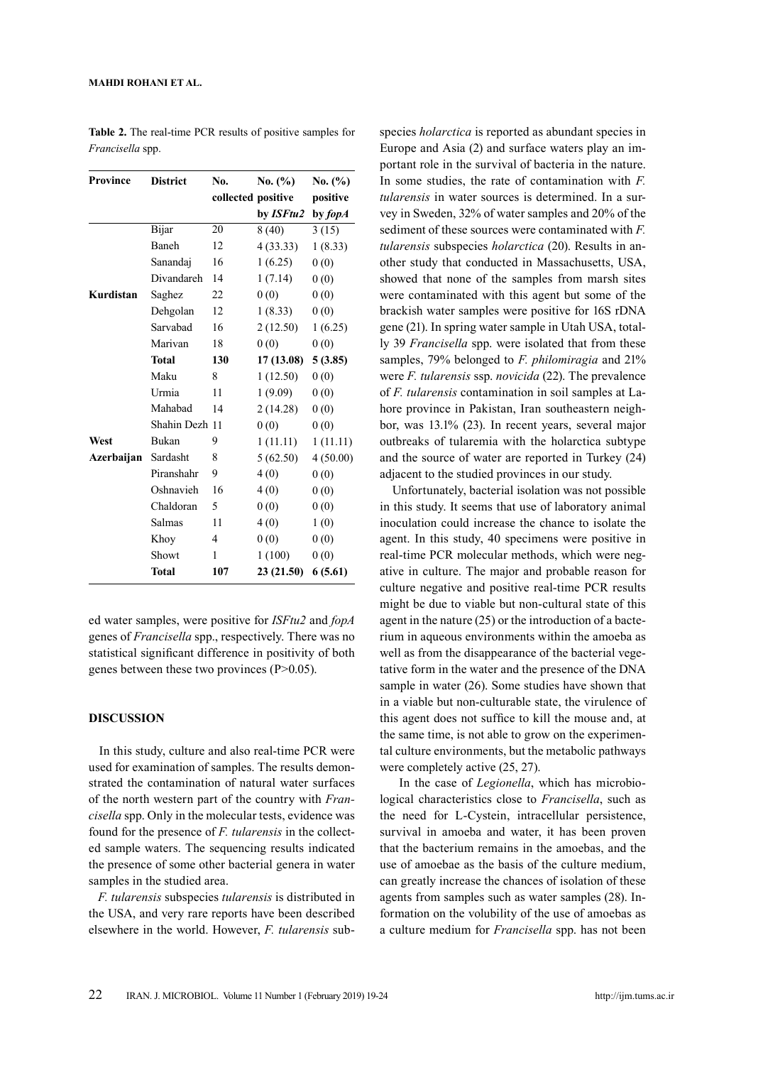**Table 2.** The real-time PCR results of positive samples for *Francisella* spp.

| Province | District | No. collected | No. (%) positive by *ISFtu2* | No. (%) positive by *fopA* |
|---|---|---|---|---|
| | Bijar | 20 | 8 (40) | 3 (15) |
| | Baneh | 12 | 4 (33.33) | 1 (8.33) |
| | Sanandaj | 16 | 1 (6.25) | 0 (0) |
| | Divandareh | 14 | 1 (7.14) | 0 (0) |
| **Kurdistan** | Saghez | 22 | 0 (0) | 0 (0) |
| | Dehgolan | 12 | 1 (8.33) | 0 (0) |
| | Sarvabad | 16 | 2 (12.50) | 1 (6.25) |
| | Marivan | 18 | 0 (0) | 0 (0) |
| | **Total** | **130** | **17 (13.08)** | **5 (3.85)** |
| | Maku | 8 | 1 (12.50) | 0 (0) |
| | Urmia | 11 | 1 (9.09) | 0 (0) |
| | Mahabad | 14 | 2 (14.28) | 0 (0) |
| | Shahin Dezh | 11 | 0 (0) | 0 (0) |
| **West** | Bukan | 9 | 1 (11.11) | 1 (11.11) |
| **Azerbaijan** | Sardasht | 8 | 5 (62.50) | 4 (50.00) |
| | Piranshahr | 9 | 4 (0) | 0 (0) |
| | Oshnavieh | 16 | 4 (0) | 0 (0) |
| | Chaldoran | 5 | 0 (0) | 0 (0) |
| | Salmas | 11 | 4 (0) | 1 (0) |
| | Khoy | 4 | 0 (0) | 0 (0) |
| | Showt | 1 | 1 (100) | 0 (0) |
| | **Total** | **107** | **23 (21.50)** | **6 (5.61)** |

ed water samples, were positive for *ISFtu2* and *fopA* genes of *Francisella* spp., respectively. There was no statistical significant difference in positivity of both genes between these two provinces (P>0.05).

## DISCUSSION

In this study, culture and also real-time PCR were used for examination of samples. The results demonstrated the contamination of natural water surfaces of the north western part of the country with *Francisella* spp. Only in the molecular tests, evidence was found for the presence of *F. tularensis* in the collected sample waters. The sequencing results indicated the presence of some other bacterial genera in water samples in the studied area.

*F. tularensis* subspecies *tularensis* is distributed in the USA, and very rare reports have been described elsewhere in the world. However, *F. tularensis* subspecies *holarctica* is reported as abundant species in Europe and Asia (2) and surface waters play an important role in the survival of bacteria in the nature. In some studies, the rate of contamination with *F. tularensis* in water sources is determined. In a survey in Sweden, 32% of water samples and 20% of the sediment of these sources were contaminated with *F. tularensis* subspecies *holarctica* (20). Results in another study that conducted in Massachusetts, USA, showed that none of the samples from marsh sites were contaminated with this agent but some of the brackish water samples were positive for 16S rDNA gene (21). In spring water sample in Utah USA, totally 39 *Francisella* spp. were isolated that from these samples, 79% belonged to *F. philomiragia* and 21% were *F. tularensis* ssp. *novicida* (22). The prevalence of *F. tularensis* contamination in soil samples at Lahore province in Pakistan, Iran southeastern neighbor, was 13.1% (23). In recent years, several major outbreaks of tularemia with the holarctica subtype and the source of water are reported in Turkey (24) adjacent to the studied provinces in our study.

Unfortunately, bacterial isolation was not possible in this study. It seems that use of laboratory animal inoculation could increase the chance to isolate the agent. In this study, 40 specimens were positive in real-time PCR molecular methods, which were negative in culture. The major and probable reason for culture negative and positive real-time PCR results might be due to viable but non-cultural state of this agent in the nature (25) or the introduction of a bacterium in aqueous environments within the amoeba as well as from the disappearance of the bacterial vegetative form in the water and the presence of the DNA sample in water (26). Some studies have shown that in a viable but non-culturable state, the virulence of this agent does not suffice to kill the mouse and, at the same time, is not able to grow on the experimental culture environments, but the metabolic pathways were completely active (25, 27).

In the case of *Legionella*, which has microbiological characteristics close to *Francisella*, such as the need for L-Cystein, intracellular persistence, survival in amoeba and water, it has been proven that the bacterium remains in the amoebas, and the use of amoebae as the basis of the culture medium, can greatly increase the chances of isolation of these agents from samples such as water samples (28). Information on the volubility of the use of amoebas as a culture medium for *Francisella* spp. has not been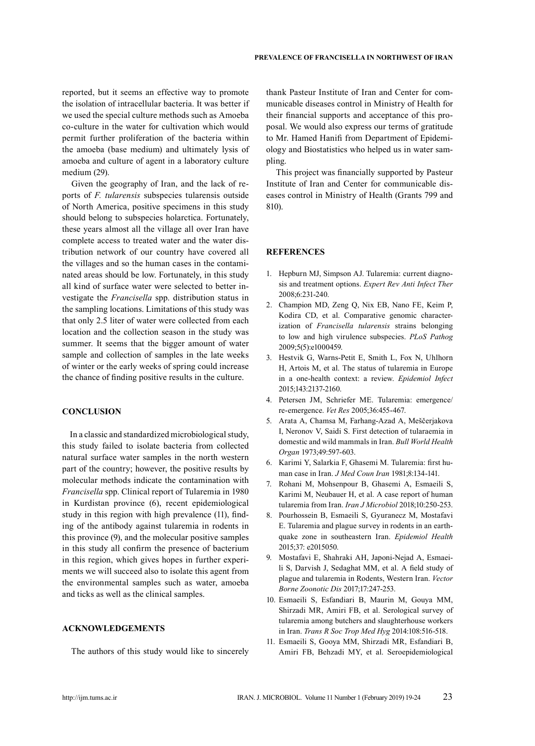reported, but it seems an effective way to promote the isolation of intracellular bacteria. It was better if we used the special culture methods such as Amoeba co-culture in the water for cultivation which would permit further proliferation of the bacteria within the amoeba (base medium) and ultimately lysis of amoeba and culture of agent in a laboratory culture medium (29).

Given the geography of Iran, and the lack of reports of *F. tularensis* subspecies tularensis outside of North America, positive specimens in this study should belong to subspecies holarctica. Fortunately, these years almost all the village all over Iran have complete access to treated water and the water distribution network of our country have covered all the villages and so the human cases in the contaminated areas should be low. Fortunately, in this study all kind of surface water were selected to better investigate the *Francisella* spp. distribution status in the sampling locations. Limitations of this study was that only 2.5 liter of water were collected from each location and the collection season in the study was summer. It seems that the bigger amount of water sample and collection of samples in the late weeks of winter or the early weeks of spring could increase the chance of finding positive results in the culture.

## CONCLUSION

In a classic and standardized microbiological study, this study failed to isolate bacteria from collected natural surface water samples in the north western part of the country; however, the positive results by molecular methods indicate the contamination with *Francisella* spp. Clinical report of Tularemia in 1980 in Kurdistan province (6), recent epidemiological study in this region with high prevalence (11), finding of the antibody against tularemia in rodents in this province (9), and the molecular positive samples in this study all confirm the presence of bacterium in this region, which gives hopes in further experiments we will succeed also to isolate this agent from the environmental samples such as water, amoeba and ticks as well as the clinical samples.

## ACKNOWLEDGEMENTS

The authors of this study would like to sincerely thank Pasteur Institute of Iran and Center for communicable diseases control in Ministry of Health for their financial supports and acceptance of this proposal. We would also express our terms of gratitude to Mr. Hamed Hanifi from Department of Epidemiology and Biostatistics who helped us in water sampling.

This project was financially supported by Pasteur Institute of Iran and Center for communicable diseases control in Ministry of Health (Grants 799 and 810).

## REFERENCES

1. Hepburn MJ, Simpson AJ. Tularemia: current diagnosis and treatment options. *Expert Rev Anti Infect Ther* 2008;6:231-240.
2. Champion MD, Zeng Q, Nix EB, Nano FE, Keim P, Kodira CD, et al. Comparative genomic characterization of *Francisella tularensis* strains belonging to low and high virulence subspecies. *PLoS Pathog* 2009;5(5):e1000459.
3. Hestvik G, Warns-Petit E, Smith L, Fox N, Uhlhorn H, Artois M, et al. The status of tularemia in Europe in a one-health context: a review. *Epidemiol Infect* 2015;143:2137-2160.
4. Petersen JM, Schriefer ME. Tularemia: emergence/re-emergence. *Vet Res* 2005;36:455-467.
5. Arata A, Chamsa M, Farhang-Azad A, Meščerjakova I, Neronov V, Saidi S. First detection of tularaemia in domestic and wild mammals in Iran. *Bull World Health Organ* 1973;49:597-603.
6. Karimi Y, Salarkia F, Ghasemi M. Tularemia: first human case in Iran. *J Med Coun Iran* 1981;8:134-141.
7. Rohani M, Mohsenpour B, Ghasemi A, Esmaeili S, Karimi M, Neubauer H, et al. A case report of human tularemia from Iran. *Iran J Microbiol* 2018;10:250-253.
8. Pourhossein B, Esmaeili S, Gyuranecz M, Mostafavi E. Tularemia and plague survey in rodents in an earthquake zone in southeastern Iran. *Epidemiol Health* 2015;37: e2015050.
9. Mostafavi E, Shahraki AH, Japoni-Nejad A, Esmaeili S, Darvish J, Sedaghat MM, et al. A field study of plague and tularemia in Rodents, Western Iran. *Vector Borne Zoonotic Dis* 2017;17:247-253.
10. Esmaeili S, Esfandiari B, Maurin M, Gouya MM, Shirzadi MR, Amiri FB, et al. Serological survey of tularemia among butchers and slaughterhouse workers in Iran. *Trans R Soc Trop Med Hyg* 2014:108:516-518.
11. Esmaeili S, Gooya MM, Shirzadi MR, Esfandiari B, Amiri FB, Behzadi MY, et al. Seroepidemiological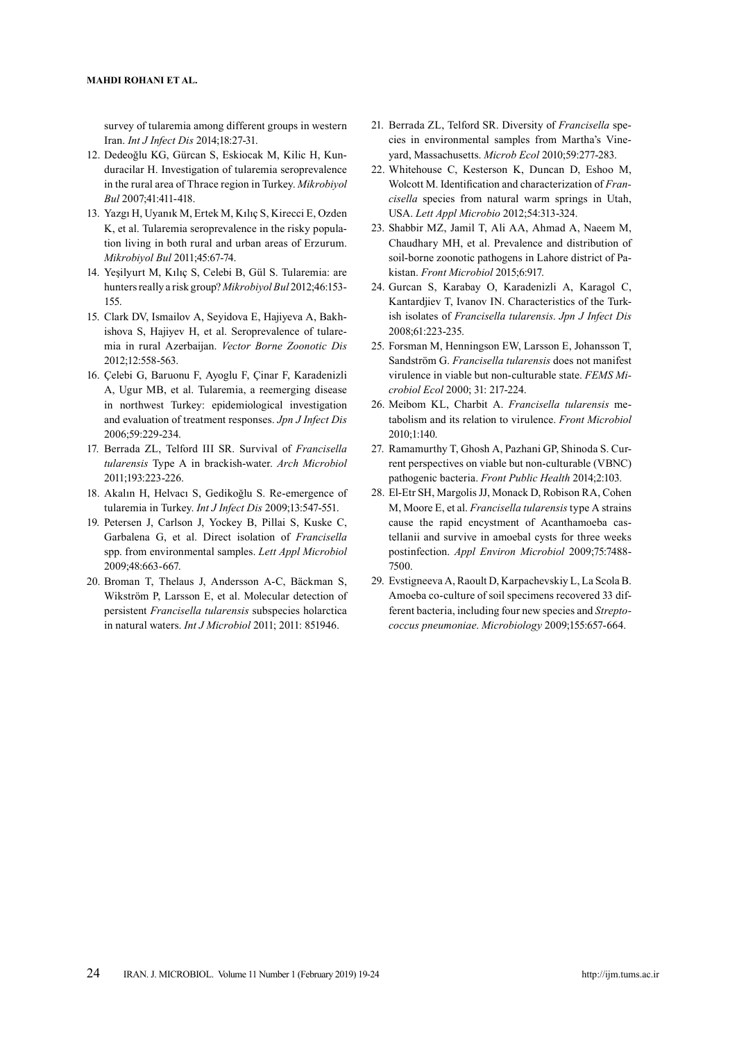survey of tularemia among different groups in western Iran. *Int J Infect Dis* 2014;18:27-31.

12. Dedeoğlu KG, Gürcan S, Eskiocak M, Kilic H, Kunduracilar H. Investigation of tularemia seroprevalence in the rural area of Thrace region in Turkey. *Mikrobiyol Bul* 2007;41:411-418.
13. Yazgı H, Uyanık M, Ertek M, Kılıç S, Kirecci E, Ozden K, et al. Tularemia seroprevalence in the risky population living in both rural and urban areas of Erzurum. *Mikrobiyol Bul* 2011;45:67-74.
14. Yeşilyurt M, Kılıç S, Celebi B, Gül S. Tularemia: are hunters really a risk group? *Mikrobiyol Bul* 2012;46:153-155.
15. Clark DV, Ismailov A, Seyidova E, Hajiyeva A, Bakhishova S, Hajiyev H, et al. Seroprevalence of tularemia in rural Azerbaijan. *Vector Borne Zoonotic Dis* 2012;12:558-563.
16. Çelebi G, Baruonu F, Ayoglu F, Çinar F, Karadenizli A, Ugur MB, et al. Tularemia, a reemerging disease in northwest Turkey: epidemiological investigation and evaluation of treatment responses. *Jpn J Infect Dis* 2006;59:229-234.
17. Berrada ZL, Telford III SR. Survival of *Francisella tularensis* Type A in brackish-water. *Arch Microbiol* 2011;193:223-226.
18. Akalın H, Helvacı S, Gedikoğlu S. Re-emergence of tularemia in Turkey. *Int J Infect Dis* 2009;13:547-551.
19. Petersen J, Carlson J, Yockey B, Pillai S, Kuske C, Garbalena G, et al. Direct isolation of *Francisella* spp. from environmental samples. *Lett Appl Microbiol* 2009;48:663-667.
20. Broman T, Thelaus J, Andersson A-C, Bäckman S, Wikström P, Larsson E, et al. Molecular detection of persistent *Francisella tularensis* subspecies holarctica in natural waters. *Int J Microbiol* 2011; 2011: 851946.
21. Berrada ZL, Telford SR. Diversity of *Francisella* species in environmental samples from Martha's Vineyard, Massachusetts. *Microb Ecol* 2010;59:277-283.
22. Whitehouse C, Kesterson K, Duncan D, Eshoo M, Wolcott M. Identification and characterization of *Francisella* species from natural warm springs in Utah, USA. *Lett Appl Microbio* 2012;54:313-324.
23. Shabbir MZ, Jamil T, Ali AA, Ahmad A, Naeem M, Chaudhary MH, et al. Prevalence and distribution of soil-borne zoonotic pathogens in Lahore district of Pakistan. *Front Microbiol* 2015;6:917.
24. Gurcan S, Karabay O, Karadenizli A, Karagol C, Kantardjiev T, Ivanov IN. Characteristics of the Turkish isolates of *Francisella tularensis*. *Jpn J Infect Dis* 2008;61:223-235.
25. Forsman M, Henningson EW, Larsson E, Johansson T, Sandström G. *Francisella tularensis* does not manifest virulence in viable but non-culturable state. *FEMS Microbiol Ecol* 2000; 31: 217-224.
26. Meibom KL, Charbit A. *Francisella tularensis* metabolism and its relation to virulence. *Front Microbiol* 2010;1:140.
27. Ramamurthy T, Ghosh A, Pazhani GP, Shinoda S. Current perspectives on viable but non-culturable (VBNC) pathogenic bacteria. *Front Public Health* 2014;2:103.
28. El-Etr SH, Margolis JJ, Monack D, Robison RA, Cohen M, Moore E, et al. *Francisella tularensis* type A strains cause the rapid encystment of Acanthamoeba castellanii and survive in amoebal cysts for three weeks postinfection. *Appl Environ Microbiol* 2009;75:7488-7500.
29. Evstigneeva A, Raoult D, Karpachevskiy L, La Scola B. Amoeba co-culture of soil specimens recovered 33 different bacteria, including four new species and *Streptococcus pneumoniae*. *Microbiology* 2009;155:657-664.